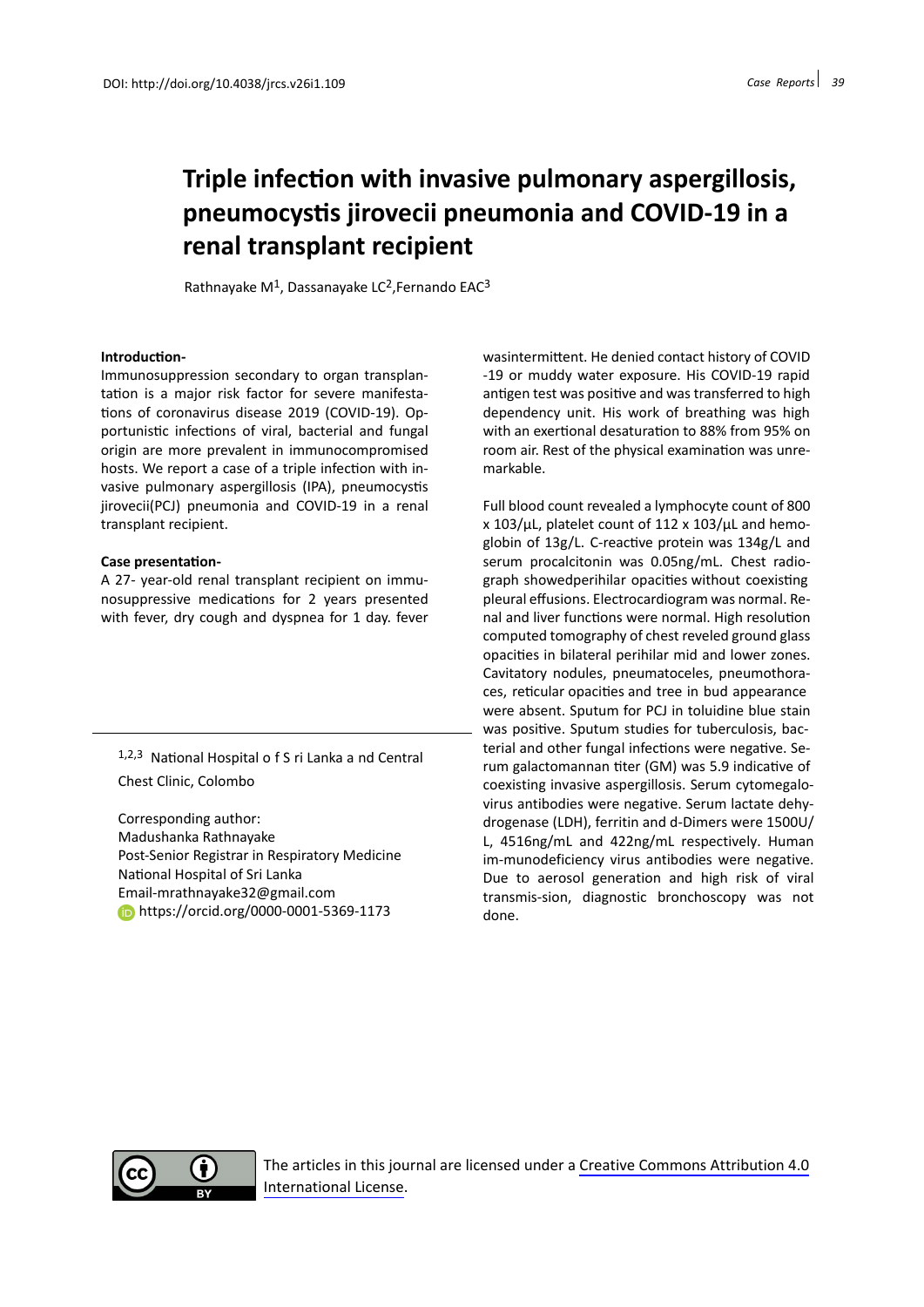DOI: http://doi.org/10.4038/jrcs.v26i1.109

# Triple infection with invasive pulmonary aspergillosis, pneumocystis jirovecii pneumonia and COVID-19 in a renal transplant recipient

Rathnayake M[1], Dassanayake LC[2],Fernando EAC[3]

**Introduction-**

Immunosuppression secondary to organ transplantation is a major risk factor for severe manifestations of coronavirus disease 2019 (COVID-19). Opportunistic infections of viral, bacterial and fungal origin are more prevalent in immunocompromised hosts. We report a case of a triple infection with invasive pulmonary aspergillosis (IPA), pneumocystis jirovecii(PCJ) pneumonia and COVID-19 in a renal transplant recipient.

**Case presentation-**

A 27- year-old renal transplant recipient on immunosuppressive medications for 2 years presented with fever, dry cough and dyspnea for 1 day. fever wasintermittent. He denied contact history of COVID -19 or muddy water exposure. His COVID-19 rapid antigen test was positive and was transferred to high dependency unit. His work of breathing was high with an exertional desaturation to 88% from 95% on room air. Rest of the physical examination was unremarkable.

Full blood count revealed a lymphocyte count of 800 x 103/µL, platelet count of 112 x 103/µL and hemoglobin of 13g/L. C-reactive protein was 134g/L and serum procalcitonin was 0.05ng/mL. Chest radiograph showedperihilar opacities without coexisting pleural effusions. Electrocardiogram was normal. Renal and liver functions were normal. High resolution computed tomography of chest reveled ground glass opacities in bilateral perihilar mid and lower zones. Cavitatory nodules, pneumatoceles, pneumothoraces, reticular opacities and tree in bud appearance were absent. Sputum for PCJ in toluidine blue stain was positive. Sputum studies for tuberculosis, bacterial and other fungal infections were negative. Serum galactomannan titer (GM) was 5.9 indicative of coexisting invasive aspergillosis. Serum cytomegalovirus antibodies were negative. Serum lactate dehydrogenase (LDH), ferritin and d-Dimers were 1500U/L, 4516ng/mL and 422ng/mL respectively. Human im-munodeficiency virus antibodies were negative. Due to aerosol generation and high risk of viral transmis-sion, diagnostic bronchoscopy was not done.

[1,2,3] National Hospital o f S ri Lanka a nd Central Chest Clinic, Colombo

Corresponding author:
Madushanka Rathnayake
Post-Senior Registrar in Respiratory Medicine
National Hospital of Sri Lanka
Email-mrathnayake32@gmail.com
https://orcid.org/0000-0001-5369-1173

The articles in this journal are licensed under a Creative Commons Attribution 4.0 International License.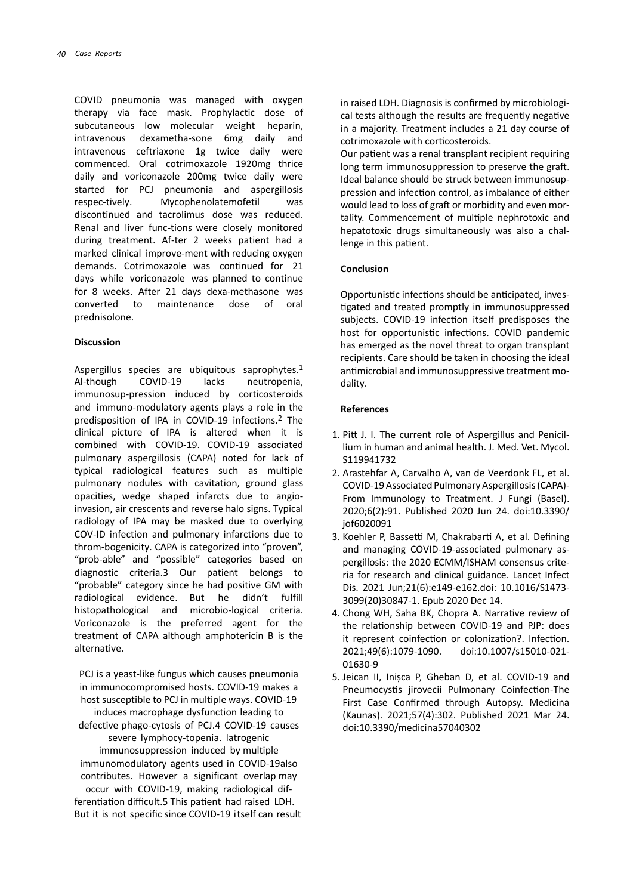COVID pneumonia was managed with oxygen therapy via face mask. Prophylactic dose of subcutaneous low molecular weight heparin, intravenous dexametha-sone 6mg daily and intravenous ceftriaxone 1g twice daily were commenced. Oral cotrimoxazole 1920mg thrice daily and voriconazole 200mg twice daily were started for PCJ pneumonia and aspergillosis respec-tively. Mycophenolatemofetil was discontinued and tacrolimus dose was reduced. Renal and liver func-tions were closely monitored during treatment. Af-ter 2 weeks patient had a marked clinical improve-ment with reducing oxygen demands. Cotrimoxazole was continued for 21 days while voriconazole was planned to continue for 8 weeks. After 21 days dexa-methasone was converted to maintenance dose of oral prednisolone.

#### Discussion

Aspergillus species are ubiquitous saprophytes.[1] Al-though COVID-19 lacks neutropenia, immunosup-pression induced by corticosteroids and immuno-modulatory agents plays a role in the predisposition of IPA in COVID-19 infections.[2] The clinical picture of IPA is altered when it is combined with COVID-19. COVID-19 associated pulmonary aspergillosis (CAPA) noted for lack of typical radiological features such as multiple pulmonary nodules with cavitation, ground glass opacities, wedge shaped infarcts due to angio-invasion, air crescents and reverse halo signs. Typical radiology of IPA may be masked due to overlying COV-ID infection and pulmonary infarctions due to throm-bogenicity. CAPA is categorized into "proven", "prob-able" and "possible" categories based on diagnostic criteria.3 Our patient belongs to "probable" category since he had positive GM with radiological evidence. But he didn't fulfill histopathological and microbio-logical criteria. Voriconazole is the preferred agent for the treatment of CAPA although amphotericin B is the alternative.

PCJ is a yeast-like fungus which causes pneumonia in immunocompromised hosts. COVID-19 makes a host susceptible to PCJ in multiple ways. COVID-19 induces macrophage dysfunction leading to defective phago-cytosis of PCJ.4 COVID-19 causes severe lymphocy-topenia. Iatrogenic immunosuppression induced by multiple immunomodulatory agents used in COVID-19also contributes. However a significant overlap may occur with COVID-19, making radiological dif-ferentiation difficult.5 This patient had raised LDH. But it is not specific since COVID-19 itself can result in raised LDH. Diagnosis is confirmed by microbiologi-cal tests although the results are frequently negative in a majority. Treatment includes a 21 day course of cotrimoxazole with corticosteroids.

Our patient was a renal transplant recipient requiring long term immunosuppression to preserve the graft. Ideal balance should be struck between immunosup-pression and infection control, as imbalance of either would lead to loss of graft or morbidity and even mor-tality. Commencement of multiple nephrotoxic and hepatotoxic drugs simultaneously was also a chal-lenge in this patient.

#### Conclusion

Opportunistic infections should be anticipated, inves-tigated and treated promptly in immunosuppressed subjects. COVID-19 infection itself predisposes the host for opportunistic infections. COVID pandemic has emerged as the novel threat to organ transplant recipients. Care should be taken in choosing the ideal antimicrobial and immunosuppressive treatment mo-dality.

#### References

1. Pitt J. I. The current role of Aspergillus and Penicil-lium in human and animal health. J. Med. Vet. Mycol. S119941732
2. Arastehfar A, Carvalho A, van de Veerdonk FL, et al. COVID-19 Associated Pulmonary Aspergillosis (CAPA)-From Immunology to Treatment. J Fungi (Basel). 2020;6(2):91. Published 2020 Jun 24. doi:10.3390/jof6020091
3. Koehler P, Bassetti M, Chakrabarti A, et al. Defining and managing COVID-19-associated pulmonary as-pergillosis: the 2020 ECMM/ISHAM consensus crite-ria for research and clinical guidance. Lancet Infect Dis. 2021 Jun;21(6):e149-e162.doi: 10.1016/S1473-3099(20)30847-1. Epub 2020 Dec 14.
4. Chong WH, Saha BK, Chopra A. Narrative review of the relationship between COVID-19 and PJP: does it represent coinfection or colonization?. Infection. 2021;49(6):1079-1090. doi:10.1007/s15010-021-01630-9
5. Jeican II, Inișca P, Gheban D, et al. COVID-19 and Pneumocystis jirovecii Pulmonary Coinfection-The First Case Confirmed through Autopsy. Medicina (Kaunas). 2021;57(4):302. Published 2021 Mar 24. doi:10.3390/medicina57040302